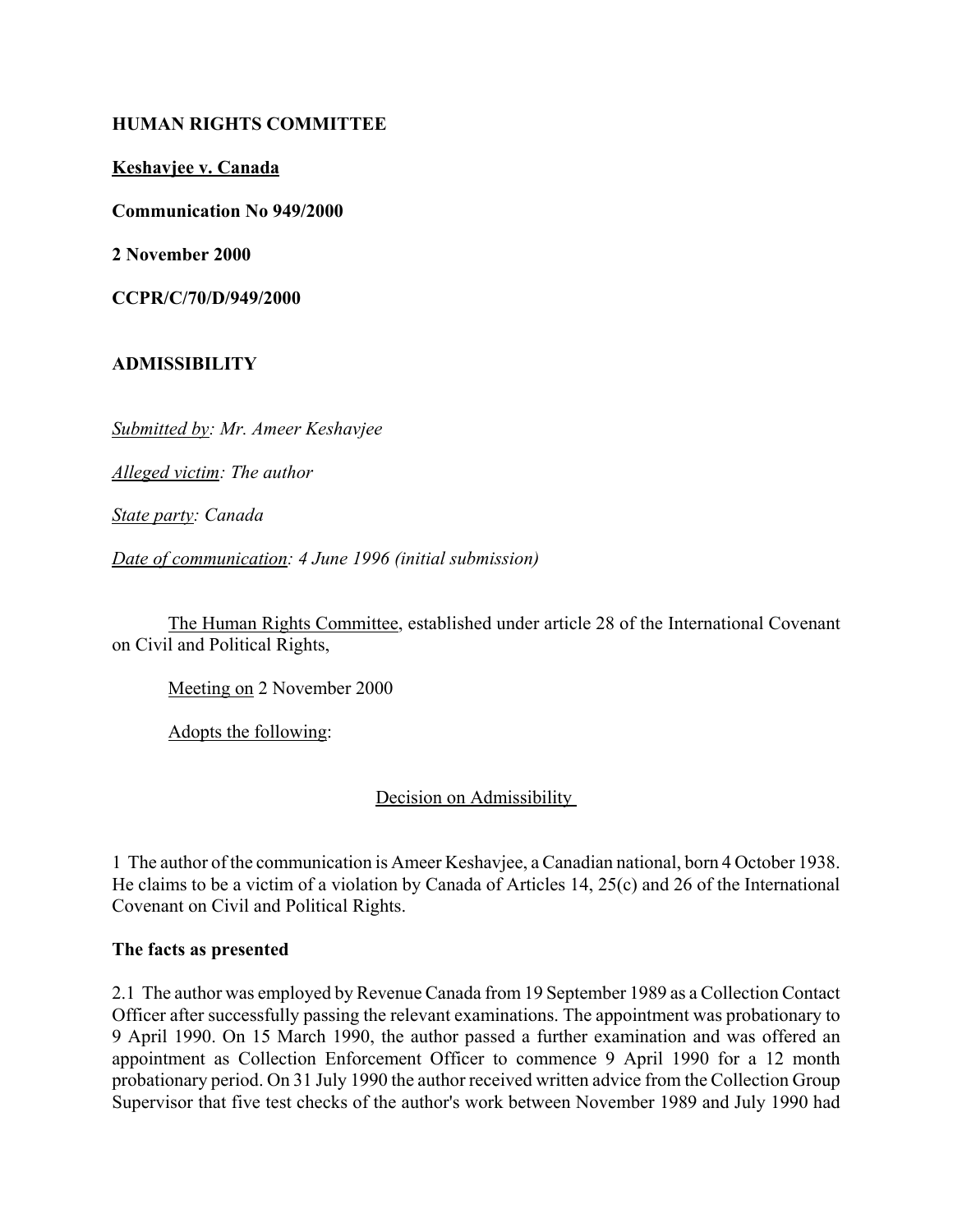**HUMAN RIGHTS COMMITTEE**

**Keshavjee v. Canada**

**Communication No 949/2000**

**2 November 2000**

**CCPR/C/70/D/949/2000**

**ADMISSIBILITY**

*Submitted by: Mr. Ameer Keshavjee*

*Alleged victim: The author*

*State party: Canada*

*Date of communication: 4 June 1996 (initial submission)*

The Human Rights Committee, established under article 28 of the International Covenant on Civil and Political Rights,

Meeting on 2 November 2000

Adopts the following:

Decision on Admissibility

1 The author of the communication is Ameer Keshavjee, a Canadian national, born 4 October 1938. He claims to be a victim of a violation by Canada of Articles 14, 25(c) and 26 of the International Covenant on Civil and Political Rights.

**The facts as presented**

2.1 The author was employed by Revenue Canada from 19 September 1989 as a Collection Contact Officer after successfully passing the relevant examinations. The appointment was probationary to 9 April 1990. On 15 March 1990, the author passed a further examination and was offered an appointment as Collection Enforcement Officer to commence 9 April 1990 for a 12 month probationary period. On 31 July 1990 the author received written advice from the Collection Group Supervisor that five test checks of the author's work between November 1989 and July 1990 had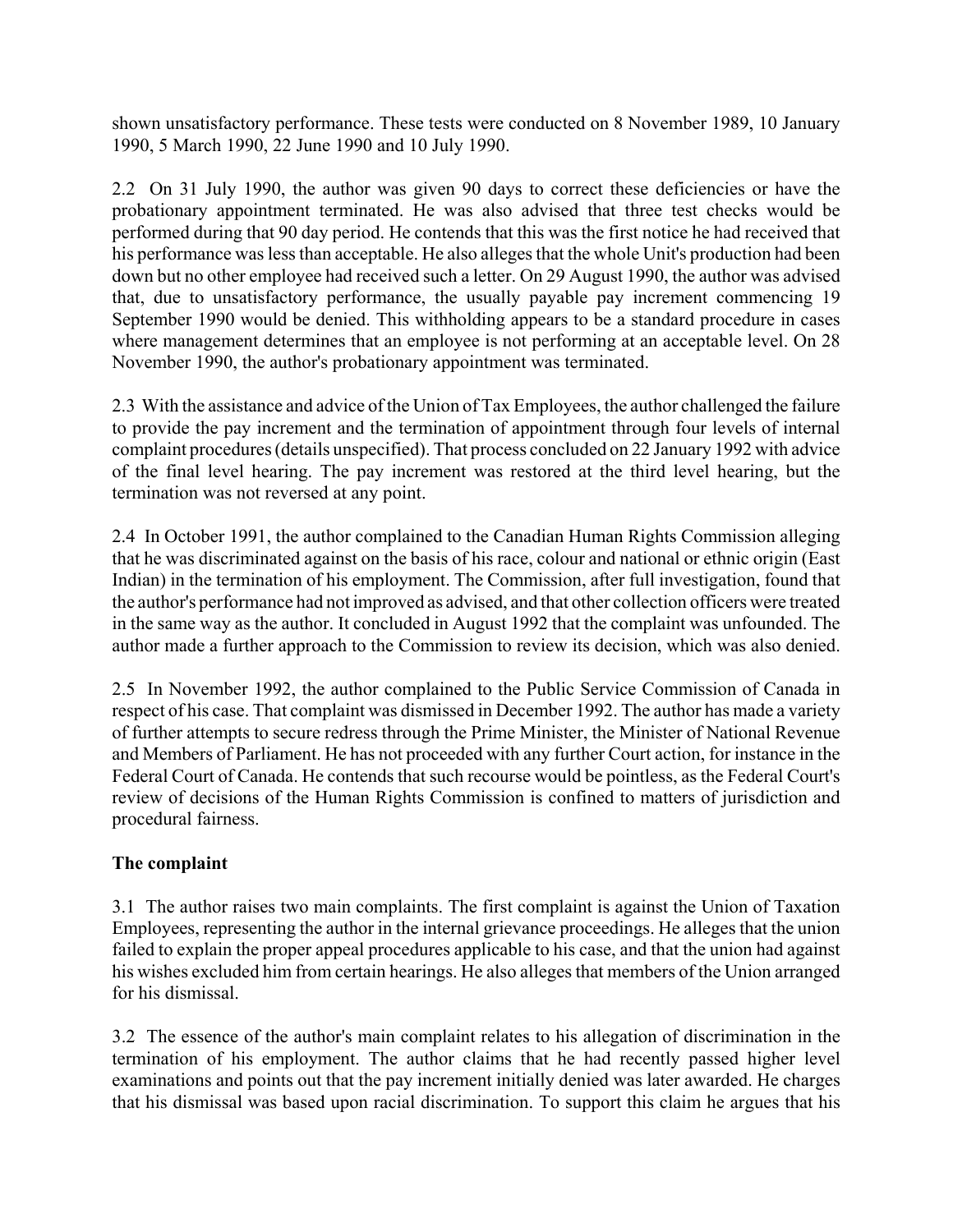shown unsatisfactory performance. These tests were conducted on 8 November 1989, 10 January 1990, 5 March 1990, 22 June 1990 and 10 July 1990.

2.2 On 31 July 1990, the author was given 90 days to correct these deficiencies or have the probationary appointment terminated. He was also advised that three test checks would be performed during that 90 day period. He contends that this was the first notice he had received that his performance was less than acceptable. He also alleges that the whole Unit's production had been down but no other employee had received such a letter. On 29 August 1990, the author was advised that, due to unsatisfactory performance, the usually payable pay increment commencing 19 September 1990 would be denied. This withholding appears to be a standard procedure in cases where management determines that an employee is not performing at an acceptable level. On 28 November 1990, the author's probationary appointment was terminated.

2.3 With the assistance and advice of the Union of Tax Employees, the author challenged the failure to provide the pay increment and the termination of appointment through four levels of internal complaint procedures (details unspecified). That process concluded on 22 January 1992 with advice of the final level hearing. The pay increment was restored at the third level hearing, but the termination was not reversed at any point.

2.4 In October 1991, the author complained to the Canadian Human Rights Commission alleging that he was discriminated against on the basis of his race, colour and national or ethnic origin (East Indian) in the termination of his employment. The Commission, after full investigation, found that the author's performance had not improved as advised, and that other collection officers were treated in the same way as the author. It concluded in August 1992 that the complaint was unfounded. The author made a further approach to the Commission to review its decision, which was also denied.

2.5 In November 1992, the author complained to the Public Service Commission of Canada in respect of his case. That complaint was dismissed in December 1992. The author has made a variety of further attempts to secure redress through the Prime Minister, the Minister of National Revenue and Members of Parliament. He has not proceeded with any further Court action, for instance in the Federal Court of Canada. He contends that such recourse would be pointless, as the Federal Court's review of decisions of the Human Rights Commission is confined to matters of jurisdiction and procedural fairness.

**The complaint**

3.1 The author raises two main complaints. The first complaint is against the Union of Taxation Employees, representing the author in the internal grievance proceedings. He alleges that the union failed to explain the proper appeal procedures applicable to his case, and that the union had against his wishes excluded him from certain hearings. He also alleges that members of the Union arranged for his dismissal.

3.2 The essence of the author's main complaint relates to his allegation of discrimination in the termination of his employment. The author claims that he had recently passed higher level examinations and points out that the pay increment initially denied was later awarded. He charges that his dismissal was based upon racial discrimination. To support this claim he argues that his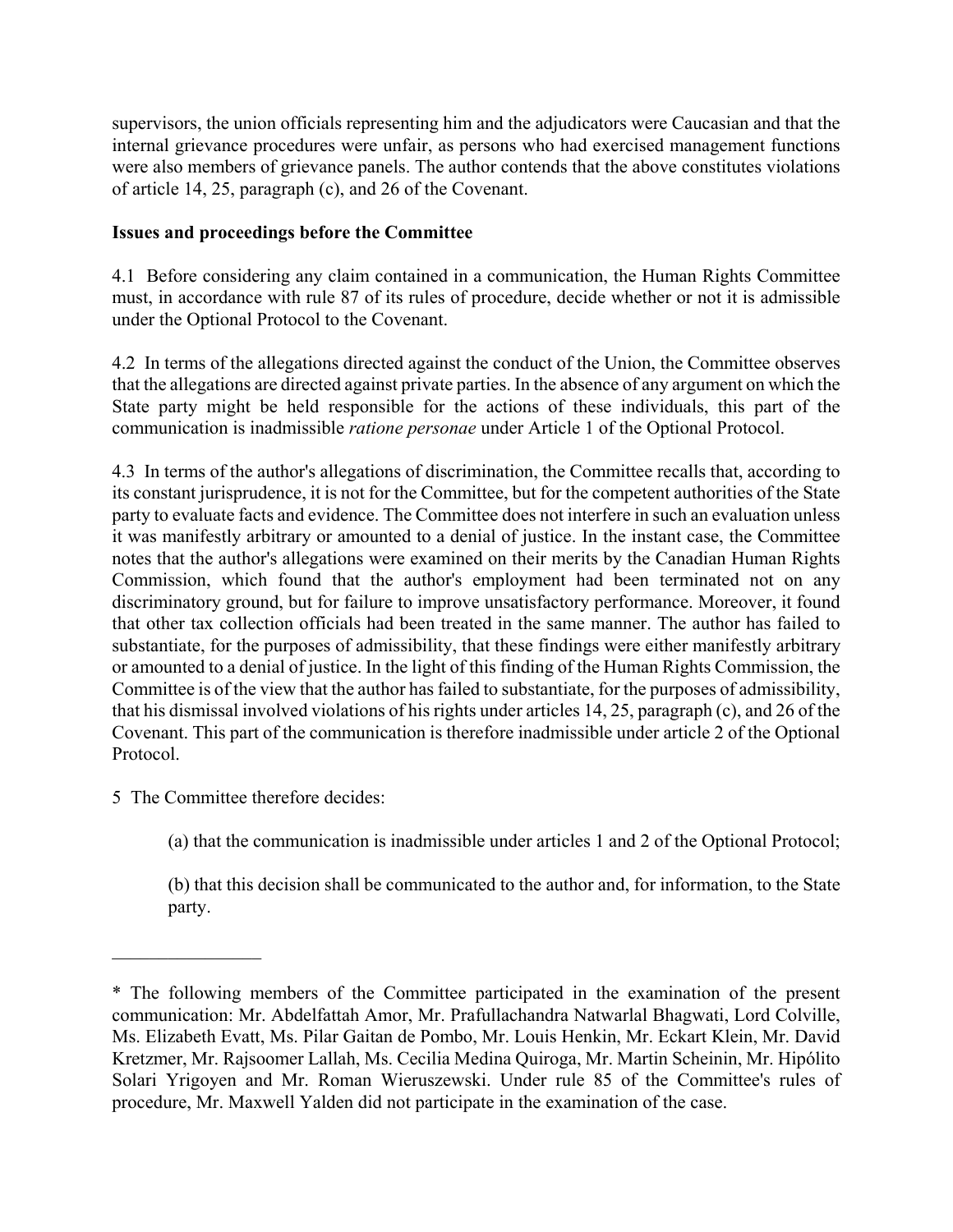supervisors, the union officials representing him and the adjudicators were Caucasian and that the internal grievance procedures were unfair, as persons who had exercised management functions were also members of grievance panels. The author contends that the above constitutes violations of article 14, 25, paragraph (c), and 26 of the Covenant.

**Issues and proceedings before the Committee**

4.1 Before considering any claim contained in a communication, the Human Rights Committee must, in accordance with rule 87 of its rules of procedure, decide whether or not it is admissible under the Optional Protocol to the Covenant.

4.2 In terms of the allegations directed against the conduct of the Union, the Committee observes that the allegations are directed against private parties. In the absence of any argument on which the State party might be held responsible for the actions of these individuals, this part of the communication is inadmissible *ratione personae* under Article 1 of the Optional Protocol.

4.3 In terms of the author's allegations of discrimination, the Committee recalls that, according to its constant jurisprudence, it is not for the Committee, but for the competent authorities of the State party to evaluate facts and evidence. The Committee does not interfere in such an evaluation unless it was manifestly arbitrary or amounted to a denial of justice. In the instant case, the Committee notes that the author's allegations were examined on their merits by the Canadian Human Rights Commission, which found that the author's employment had been terminated not on any discriminatory ground, but for failure to improve unsatisfactory performance. Moreover, it found that other tax collection officials had been treated in the same manner. The author has failed to substantiate, for the purposes of admissibility, that these findings were either manifestly arbitrary or amounted to a denial of justice. In the light of this finding of the Human Rights Commission, the Committee is of the view that the author has failed to substantiate, for the purposes of admissibility, that his dismissal involved violations of his rights under articles 14, 25, paragraph (c), and 26 of the Covenant. This part of the communication is therefore inadmissible under article 2 of the Optional Protocol.

5 The Committee therefore decides:

(a) that the communication is inadmissible under articles 1 and 2 of the Optional Protocol;

(b) that this decision shall be communicated to the author and, for information, to the State party.

---

* The following members of the Committee participated in the examination of the present communication: Mr. Abdelfattah Amor, Mr. Prafullachandra Natwarlal Bhagwati, Lord Colville, Ms. Elizabeth Evatt, Ms. Pilar Gaitan de Pombo, Mr. Louis Henkin, Mr. Eckart Klein, Mr. David Kretzmer, Mr. Rajsoomer Lallah, Ms. Cecilia Medina Quiroga, Mr. Martin Scheinin, Mr. Hipólito Solari Yrigoyen and Mr. Roman Wieruszewski. Under rule 85 of the Committee's rules of procedure, Mr. Maxwell Yalden did not participate in the examination of the case.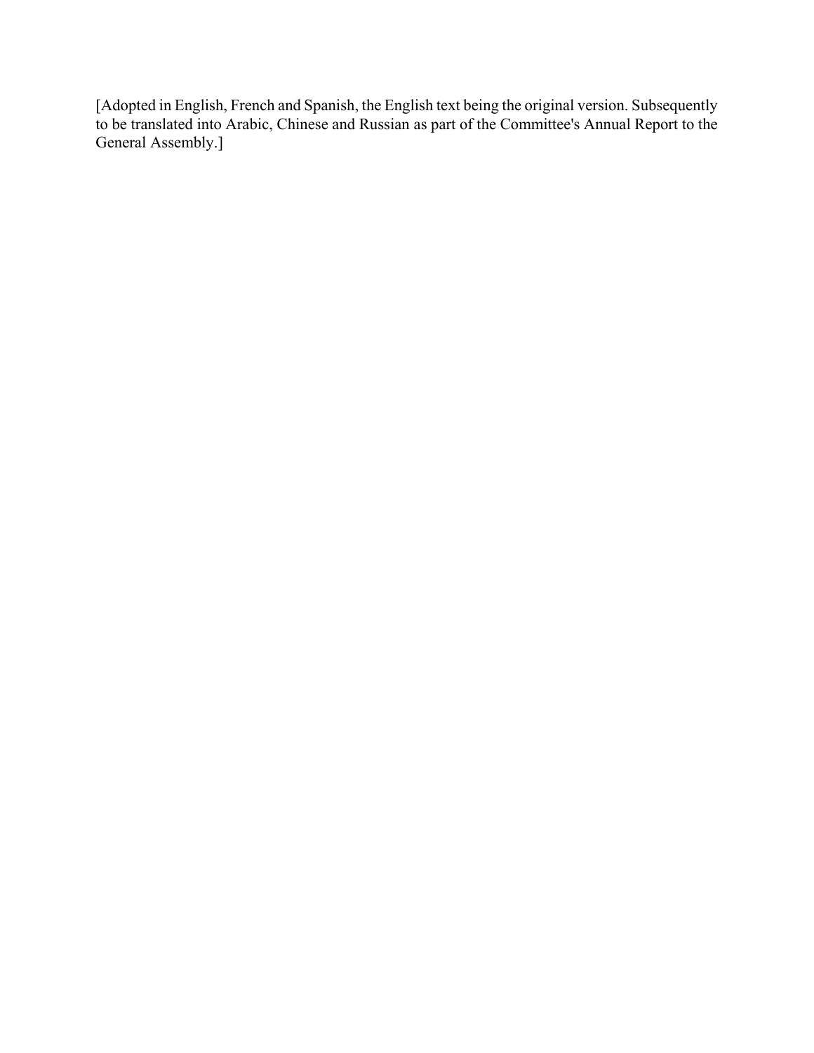[Adopted in English, French and Spanish, the English text being the original version. Subsequently to be translated into Arabic, Chinese and Russian as part of the Committee's Annual Report to the General Assembly.]